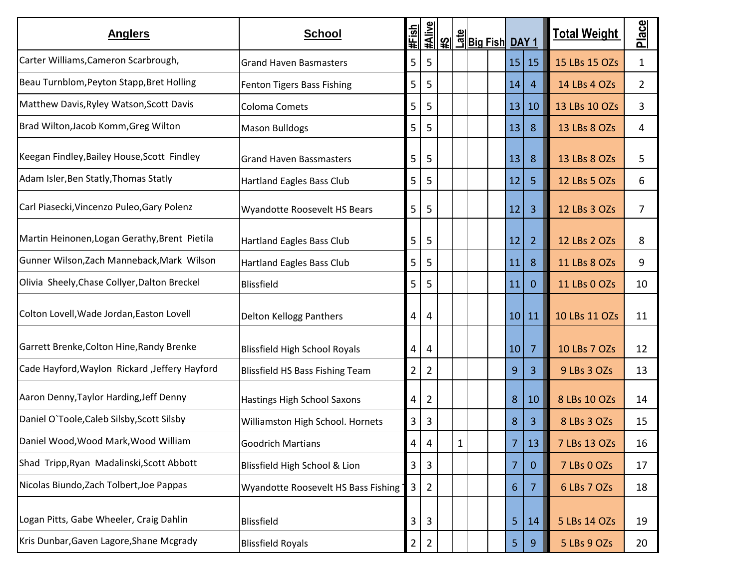| Anglers | School | #Fish | #Alive | #S | Late | Big Fish | | DAY 1 | | Total Weight | Place |
|---|---|---|---|---|---|---|---|---|---|---|---|
| Carter Williams,Cameron Scarbrough, | Grand Haven Basmasters | 5 | 5 | | | | | 15 | 15 | 15 LBs 15 OZs | 1 |
| Beau Turnblom,Peyton Stapp,Bret Holling | Fenton Tigers Bass Fishing | 5 | 5 | | | | | 14 | 4 | 14 LBs 4 OZs | 2 |
| Matthew Davis,Ryley Watson,Scott Davis | Coloma Comets | 5 | 5 | | | | | 13 | 10 | 13 LBs 10 OZs | 3 |
| Brad Wilton,Jacob Komm,Greg Wilton | Mason Bulldogs | 5 | 5 | | | | | 13 | 8 | 13 LBs 8 OZs | 4 |
| Keegan Findley,Bailey House,Scott Findley | Grand Haven Bassmasters | 5 | 5 | | | | | 13 | 8 | 13 LBs 8 OZs | 5 |
| Adam Isler,Ben Statly,Thomas Statly | Hartland Eagles Bass Club | 5 | 5 | | | | | 12 | 5 | 12 LBs 5 OZs | 6 |
| Carl Piasecki,Vincenzo Puleo,Gary Polenz | Wyandotte Roosevelt HS Bears | 5 | 5 | | | | | 12 | 3 | 12 LBs 3 OZs | 7 |
| Martin Heinonen,Logan Gerathy,Brent Pietila | Hartland Eagles Bass Club | 5 | 5 | | | | | 12 | 2 | 12 LBs 2 OZs | 8 |
| Gunner Wilson,Zach Manneback,Mark Wilson | Hartland Eagles Bass Club | 5 | 5 | | | | | 11 | 8 | 11 LBs 8 OZs | 9 |
| Olivia Sheely,Chase Collyer,Dalton Breckel | Blissfield | 5 | 5 | | | | | 11 | 0 | 11 LBs 0 OZs | 10 |
| Colton Lovell,Wade Jordan,Easton Lovell | Delton Kellogg Panthers | 4 | 4 | | | | | 10 | 11 | 10 LBs 11 OZs | 11 |
| Garrett Brenke,Colton Hine,Randy Brenke | Blissfield High School Royals | 4 | 4 | | | | | 10 | 7 | 10 LBs 7 OZs | 12 |
| Cade Hayford,Waylon Rickard ,Jeffery Hayford | Blissfield HS Bass Fishing Team | 2 | 2 | | | | | 9 | 3 | 9 LBs 3 OZs | 13 |
| Aaron Denny,Taylor Harding,Jeff Denny | Hastings High School Saxons | 4 | 2 | | | | | 8 | 10 | 8 LBs 10 OZs | 14 |
| Daniel O`Toole,Caleb Silsby,Scott Silsby | Williamston High School. Hornets | 3 | 3 | | | | | 8 | 3 | 8 LBs 3 OZs | 15 |
| Daniel Wood,Wood Mark,Wood William | Goodrich Martians | 4 | 4 | | 1 | | | 7 | 13 | 7 LBs 13 OZs | 16 |
| Shad Tripp,Ryan Madalinski,Scott Abbott | Blissfield High School & Lion | 3 | 3 | | | | | 7 | 0 | 7 LBs 0 OZs | 17 |
| Nicolas Biundo,Zach Tolbert,Joe Pappas | Wyandotte Roosevelt HS Bass Fishing T | 3 | 2 | | | | | 6 | 7 | 6 LBs 7 OZs | 18 |
| Logan Pitts, Gabe Wheeler, Craig Dahlin | Blissfield | 3 | 3 | | | | | 5 | 14 | 5 LBs 14 OZs | 19 |
| Kris Dunbar,Gaven Lagore,Shane Mcgrady | Blissfield Royals | 2 | 2 | | | | | 5 | 9 | 5 LBs 9 OZs | 20 |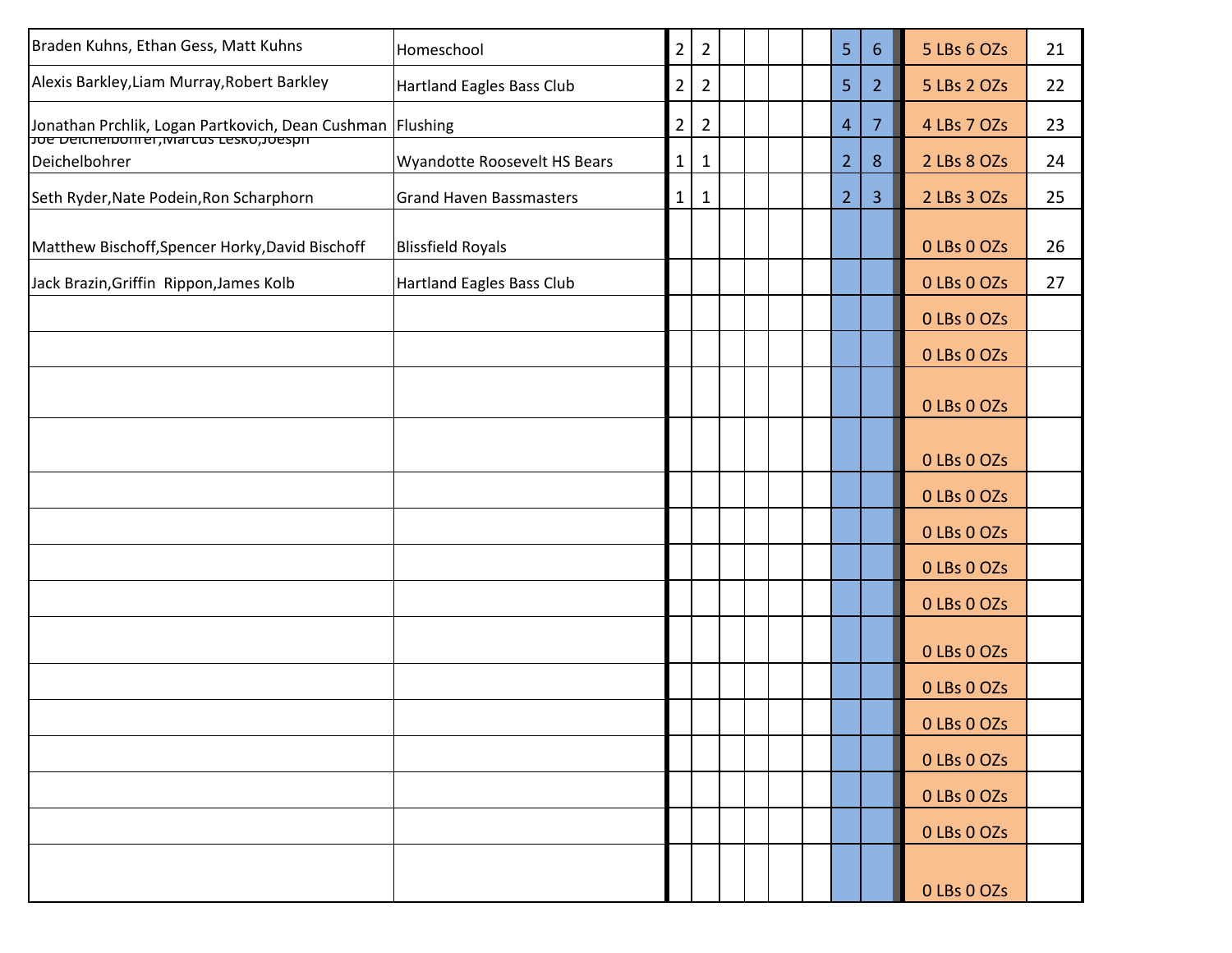| | | | | | | | | | | | |
|---|---|---|---|---|---|---|---|---|---|---|---|
| Braden Kuhns, Ethan Gess, Matt Kuhns | Homeschool | 2 | 2 | | | | | 5 | 6 | 5 LBs 6 OZs | 21 |
| Alexis Barkley,Liam Murray,Robert Barkley | Hartland Eagles Bass Club | 2 | 2 | | | | | 5 | 2 | 5 LBs 2 OZs | 22 |
| Jonathan Prchlik, Logan Partkovich, Dean Cushman | Flushing | 2 | 2 | | | | | 4 | 7 | 4 LBs 7 OZs | 23 |
| Joe Deichelbohrer,Marcus Lesko,Joesph Deichelbohrer | Wyandotte Roosevelt HS Bears | 1 | 1 | | | | | 2 | 8 | 2 LBs 8 OZs | 24 |
| Seth Ryder,Nate Podein,Ron Scharphorn | Grand Haven Bassmasters | 1 | 1 | | | | | 2 | 3 | 2 LBs 3 OZs | 25 |
| Matthew Bischoff,Spencer Horky,David Bischoff | Blissfield Royals | | | | | | | | | 0 LBs 0 OZs | 26 |
| Jack Brazin,Griffin Rippon,James Kolb | Hartland Eagles Bass Club | | | | | | | | | 0 LBs 0 OZs | 27 |
| | | | | | | | | | | 0 LBs 0 OZs | |
| | | | | | | | | | | 0 LBs 0 OZs | |
| | | | | | | | | | | 0 LBs 0 OZs | |
| | | | | | | | | | | 0 LBs 0 OZs | |
| | | | | | | | | | | 0 LBs 0 OZs | |
| | | | | | | | | | | 0 LBs 0 OZs | |
| | | | | | | | | | | 0 LBs 0 OZs | |
| | | | | | | | | | | 0 LBs 0 OZs | |
| | | | | | | | | | | 0 LBs 0 OZs | |
| | | | | | | | | | | 0 LBs 0 OZs | |
| | | | | | | | | | | 0 LBs 0 OZs | |
| | | | | | | | | | | 0 LBs 0 OZs | |
| | | | | | | | | | | 0 LBs 0 OZs | |
| | | | | | | | | | | 0 LBs 0 OZs | |
| | | | | | | | | | | 0 LBs 0 OZs | |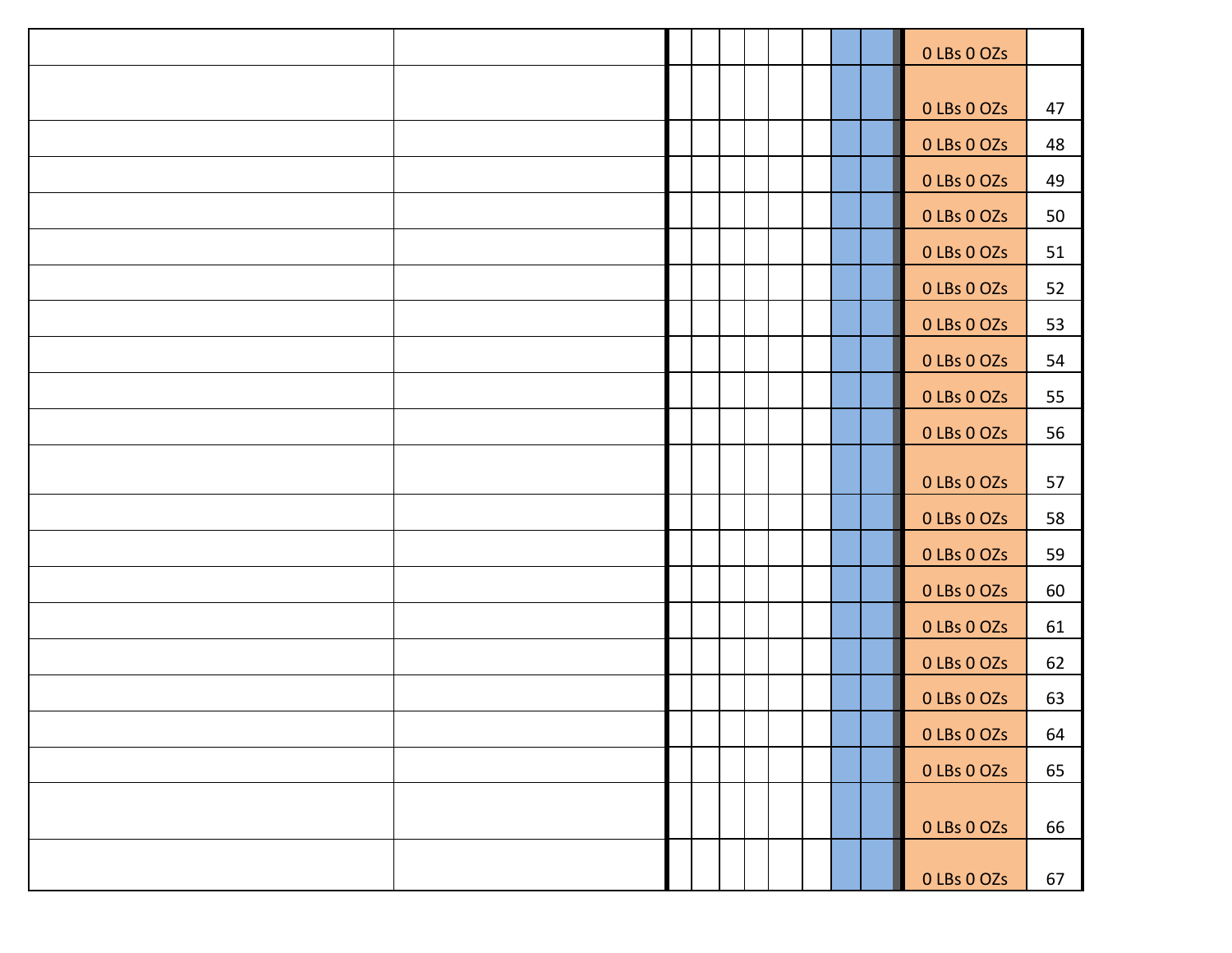| | | | | | | | | | | | |
|---|---|---|---|---|---|---|---|---|---|---|---|
| | | | | | | | | | | 0 LBs 0 OZs | |
| | | | | | | | | | | 0 LBs 0 OZs | 47 |
| | | | | | | | | | | 0 LBs 0 OZs | 48 |
| | | | | | | | | | | 0 LBs 0 OZs | 49 |
| | | | | | | | | | | 0 LBs 0 OZs | 50 |
| | | | | | | | | | | 0 LBs 0 OZs | 51 |
| | | | | | | | | | | 0 LBs 0 OZs | 52 |
| | | | | | | | | | | 0 LBs 0 OZs | 53 |
| | | | | | | | | | | 0 LBs 0 OZs | 54 |
| | | | | | | | | | | 0 LBs 0 OZs | 55 |
| | | | | | | | | | | 0 LBs 0 OZs | 56 |
| | | | | | | | | | | 0 LBs 0 OZs | 57 |
| | | | | | | | | | | 0 LBs 0 OZs | 58 |
| | | | | | | | | | | 0 LBs 0 OZs | 59 |
| | | | | | | | | | | 0 LBs 0 OZs | 60 |
| | | | | | | | | | | 0 LBs 0 OZs | 61 |
| | | | | | | | | | | 0 LBs 0 OZs | 62 |
| | | | | | | | | | | 0 LBs 0 OZs | 63 |
| | | | | | | | | | | 0 LBs 0 OZs | 64 |
| | | | | | | | | | | 0 LBs 0 OZs | 65 |
| | | | | | | | | | | 0 LBs 0 OZs | 66 |
| | | | | | | | | | | 0 LBs 0 OZs | 67 |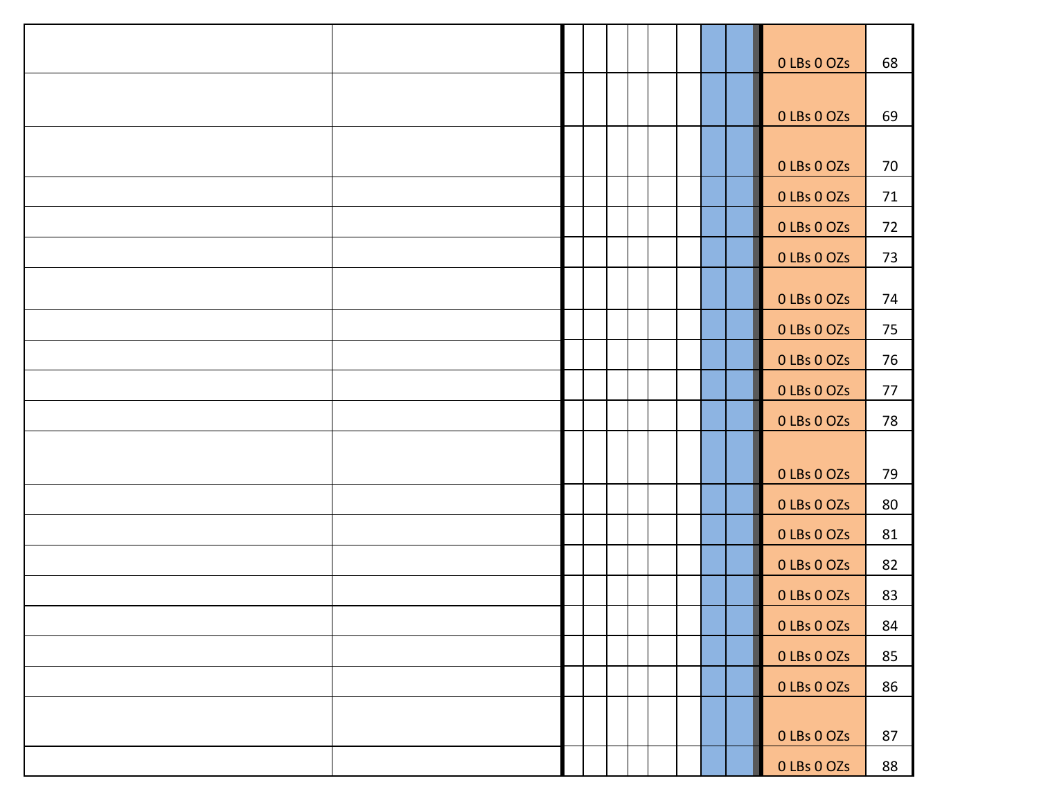| | | | | | | | | | | | |
|---|---|---|---|---|---|---|---|---|---|---|---|
| | | | | | | | | | | 0 LBs 0 OZs | 68 |
| | | | | | | | | | | 0 LBs 0 OZs | 69 |
| | | | | | | | | | | 0 LBs 0 OZs | 70 |
| | | | | | | | | | | 0 LBs 0 OZs | 71 |
| | | | | | | | | | | 0 LBs 0 OZs | 72 |
| | | | | | | | | | | 0 LBs 0 OZs | 73 |
| | | | | | | | | | | 0 LBs 0 OZs | 74 |
| | | | | | | | | | | 0 LBs 0 OZs | 75 |
| | | | | | | | | | | 0 LBs 0 OZs | 76 |
| | | | | | | | | | | 0 LBs 0 OZs | 77 |
| | | | | | | | | | | 0 LBs 0 OZs | 78 |
| | | | | | | | | | | 0 LBs 0 OZs | 79 |
| | | | | | | | | | | 0 LBs 0 OZs | 80 |
| | | | | | | | | | | 0 LBs 0 OZs | 81 |
| | | | | | | | | | | 0 LBs 0 OZs | 82 |
| | | | | | | | | | | 0 LBs 0 OZs | 83 |
| | | | | | | | | | | 0 LBs 0 OZs | 84 |
| | | | | | | | | | | 0 LBs 0 OZs | 85 |
| | | | | | | | | | | 0 LBs 0 OZs | 86 |
| | | | | | | | | | | 0 LBs 0 OZs | 87 |
| | | | | | | | | | | 0 LBs 0 OZs | 88 |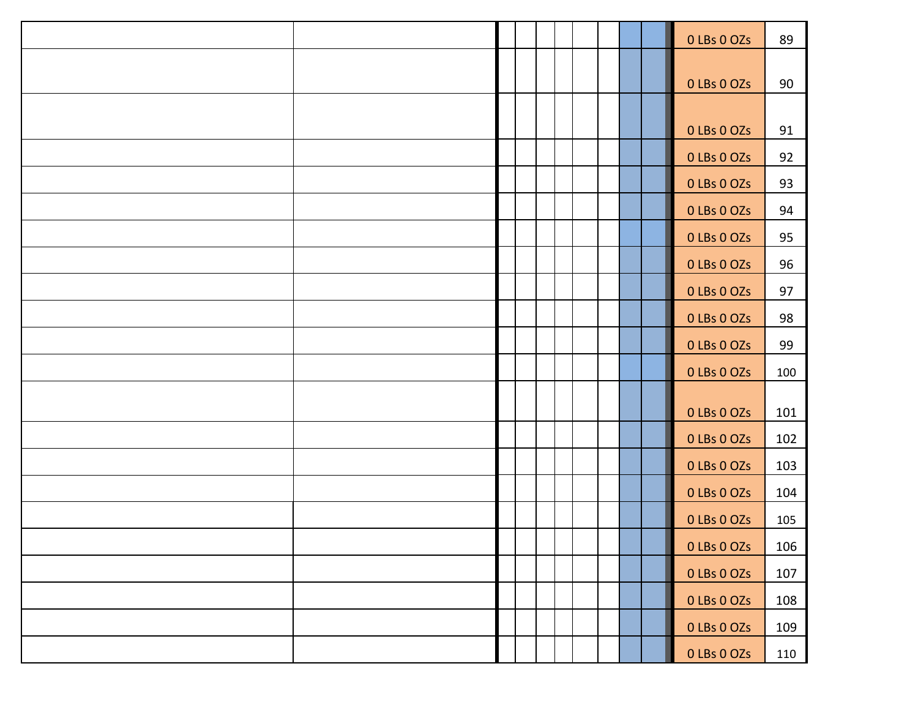| | | | | | | | | | | 0 LBs 0 OZs | 89 |
|---|---|---|---|---|---|---|---|---|---|---|---|
| | | | | | | | | | | 0 LBs 0 OZs | 90 |
| | | | | | | | | | | 0 LBs 0 OZs | 91 |
| | | | | | | | | | | 0 LBs 0 OZs | 92 |
| | | | | | | | | | | 0 LBs 0 OZs | 93 |
| | | | | | | | | | | 0 LBs 0 OZs | 94 |
| | | | | | | | | | | 0 LBs 0 OZs | 95 |
| | | | | | | | | | | 0 LBs 0 OZs | 96 |
| | | | | | | | | | | 0 LBs 0 OZs | 97 |
| | | | | | | | | | | 0 LBs 0 OZs | 98 |
| | | | | | | | | | | 0 LBs 0 OZs | 99 |
| | | | | | | | | | | 0 LBs 0 OZs | 100 |
| | | | | | | | | | | 0 LBs 0 OZs | 101 |
| | | | | | | | | | | 0 LBs 0 OZs | 102 |
| | | | | | | | | | | 0 LBs 0 OZs | 103 |
| | | | | | | | | | | 0 LBs 0 OZs | 104 |
| | | | | | | | | | | 0 LBs 0 OZs | 105 |
| | | | | | | | | | | 0 LBs 0 OZs | 106 |
| | | | | | | | | | | 0 LBs 0 OZs | 107 |
| | | | | | | | | | | 0 LBs 0 OZs | 108 |
| | | | | | | | | | | 0 LBs 0 OZs | 109 |
| | | | | | | | | | | 0 LBs 0 OZs | 110 |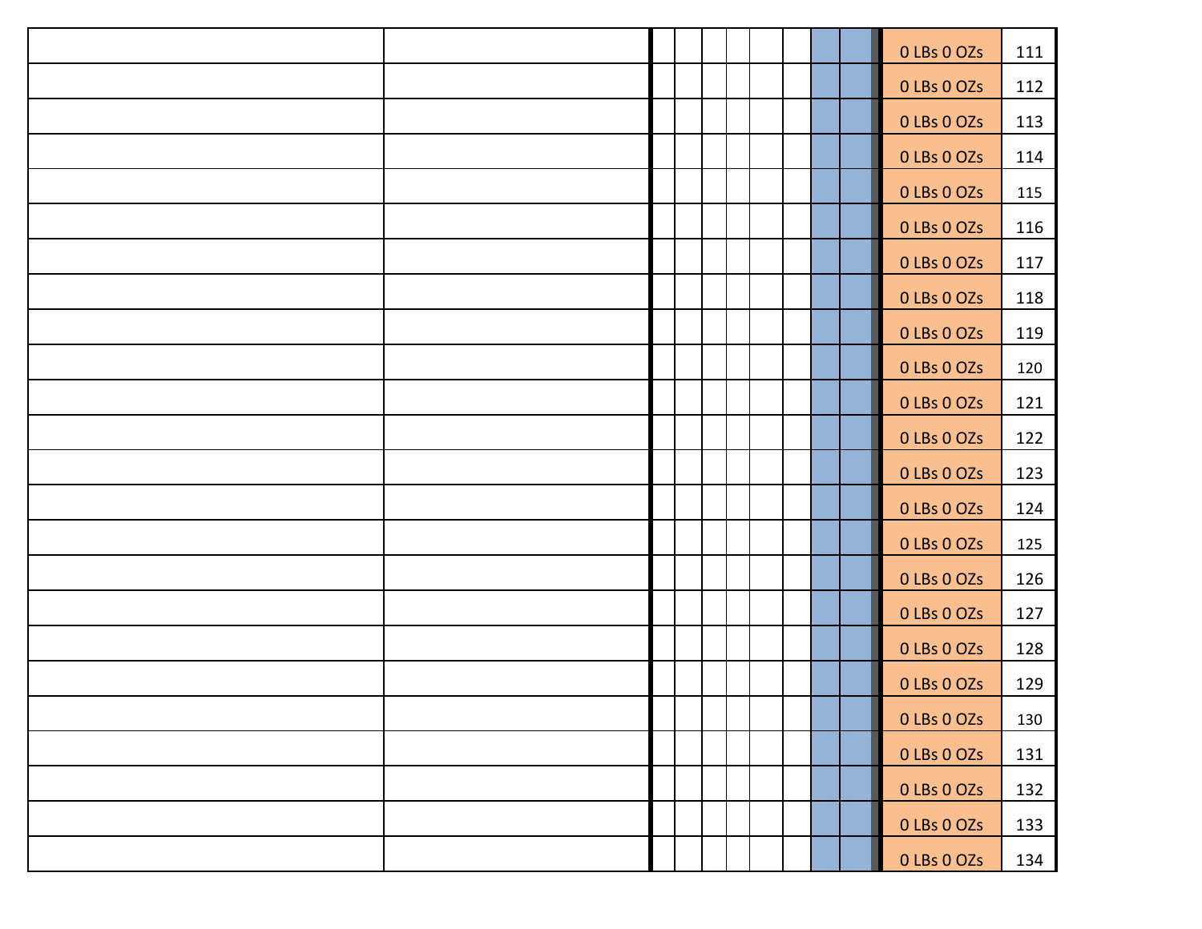| | | | | | | | | | | | |
|---|---|---|---|---|---|---|---|---|---|---|---|
| | | | | | | | | | | 0 LBs 0 OZs | 111 |
| | | | | | | | | | | 0 LBs 0 OZs | 112 |
| | | | | | | | | | | 0 LBs 0 OZs | 113 |
| | | | | | | | | | | 0 LBs 0 OZs | 114 |
| | | | | | | | | | | 0 LBs 0 OZs | 115 |
| | | | | | | | | | | 0 LBs 0 OZs | 116 |
| | | | | | | | | | | 0 LBs 0 OZs | 117 |
| | | | | | | | | | | 0 LBs 0 OZs | 118 |
| | | | | | | | | | | 0 LBs 0 OZs | 119 |
| | | | | | | | | | | 0 LBs 0 OZs | 120 |
| | | | | | | | | | | 0 LBs 0 OZs | 121 |
| | | | | | | | | | | 0 LBs 0 OZs | 122 |
| | | | | | | | | | | 0 LBs 0 OZs | 123 |
| | | | | | | | | | | 0 LBs 0 OZs | 124 |
| | | | | | | | | | | 0 LBs 0 OZs | 125 |
| | | | | | | | | | | 0 LBs 0 OZs | 126 |
| | | | | | | | | | | 0 LBs 0 OZs | 127 |
| | | | | | | | | | | 0 LBs 0 OZs | 128 |
| | | | | | | | | | | 0 LBs 0 OZs | 129 |
| | | | | | | | | | | 0 LBs 0 OZs | 130 |
| | | | | | | | | | | 0 LBs 0 OZs | 131 |
| | | | | | | | | | | 0 LBs 0 OZs | 132 |
| | | | | | | | | | | 0 LBs 0 OZs | 133 |
| | | | | | | | | | | 0 LBs 0 OZs | 134 |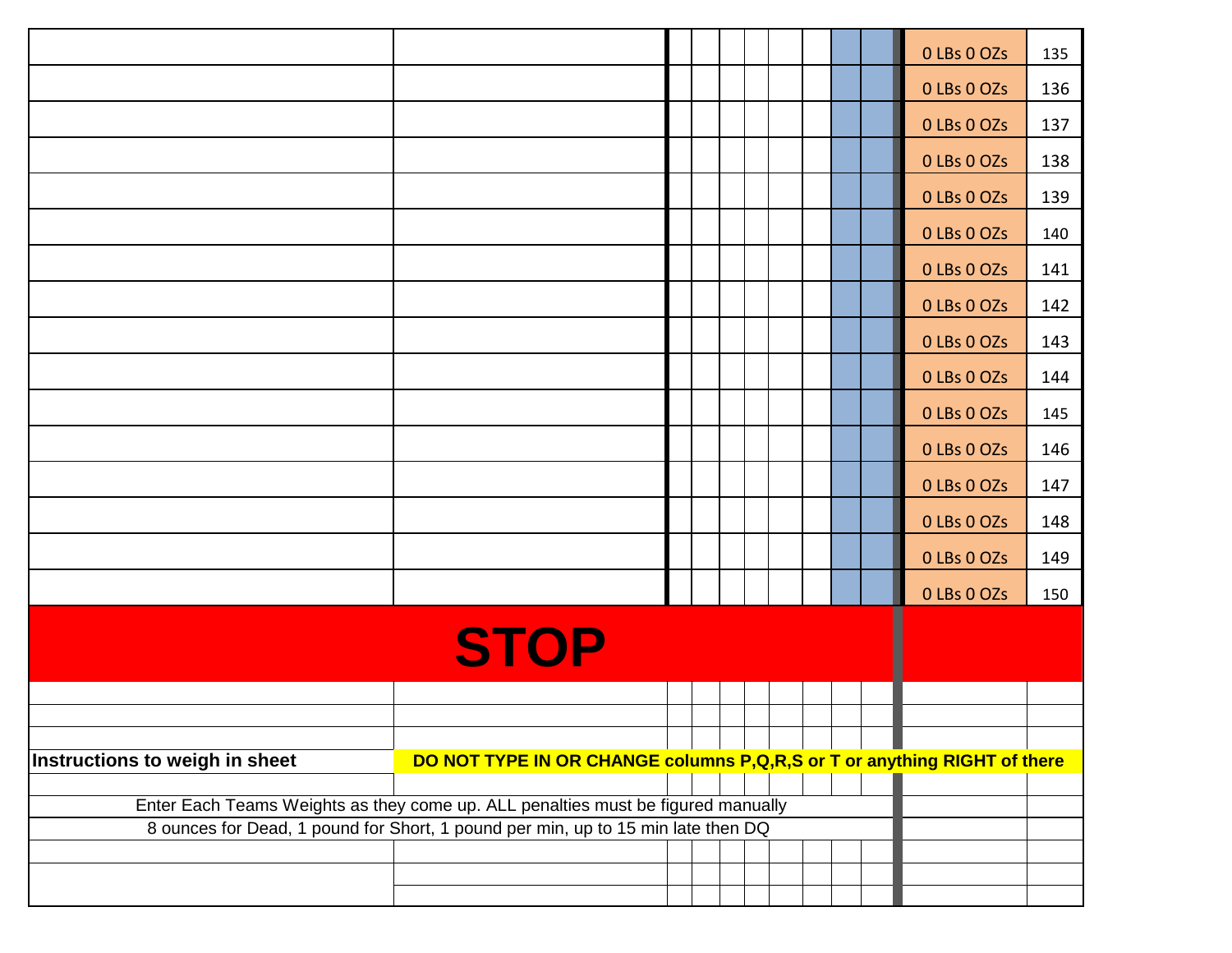| | | | | | | | | | | |
|---|---|---|---|---|---|---|---|---|---|---|
| | | | | | | | | | 0 LBs 0 OZs | 135 |
| | | | | | | | | | 0 LBs 0 OZs | 136 |
| | | | | | | | | | 0 LBs 0 OZs | 137 |
| | | | | | | | | | 0 LBs 0 OZs | 138 |
| | | | | | | | | | 0 LBs 0 OZs | 139 |
| | | | | | | | | | 0 LBs 0 OZs | 140 |
| | | | | | | | | | 0 LBs 0 OZs | 141 |
| | | | | | | | | | 0 LBs 0 OZs | 142 |
| | | | | | | | | | 0 LBs 0 OZs | 143 |
| | | | | | | | | | 0 LBs 0 OZs | 144 |
| | | | | | | | | | 0 LBs 0 OZs | 145 |
| | | | | | | | | | 0 LBs 0 OZs | 146 |
| | | | | | | | | | 0 LBs 0 OZs | 147 |
| | | | | | | | | | 0 LBs 0 OZs | 148 |
| | | | | | | | | | 0 LBs 0 OZs | 149 |
| | | | | | | | | | 0 LBs 0 OZs | 150 |

# STOP

**Instructions to weigh in sheet**

**DO NOT TYPE IN OR CHANGE columns P,Q,R,S or T or anything RIGHT of there**

Enter Each Teams Weights as they come up. ALL penalties must be figured manually

8 ounces for Dead, 1 pound for Short, 1 pound per min, up to 15 min late then DQ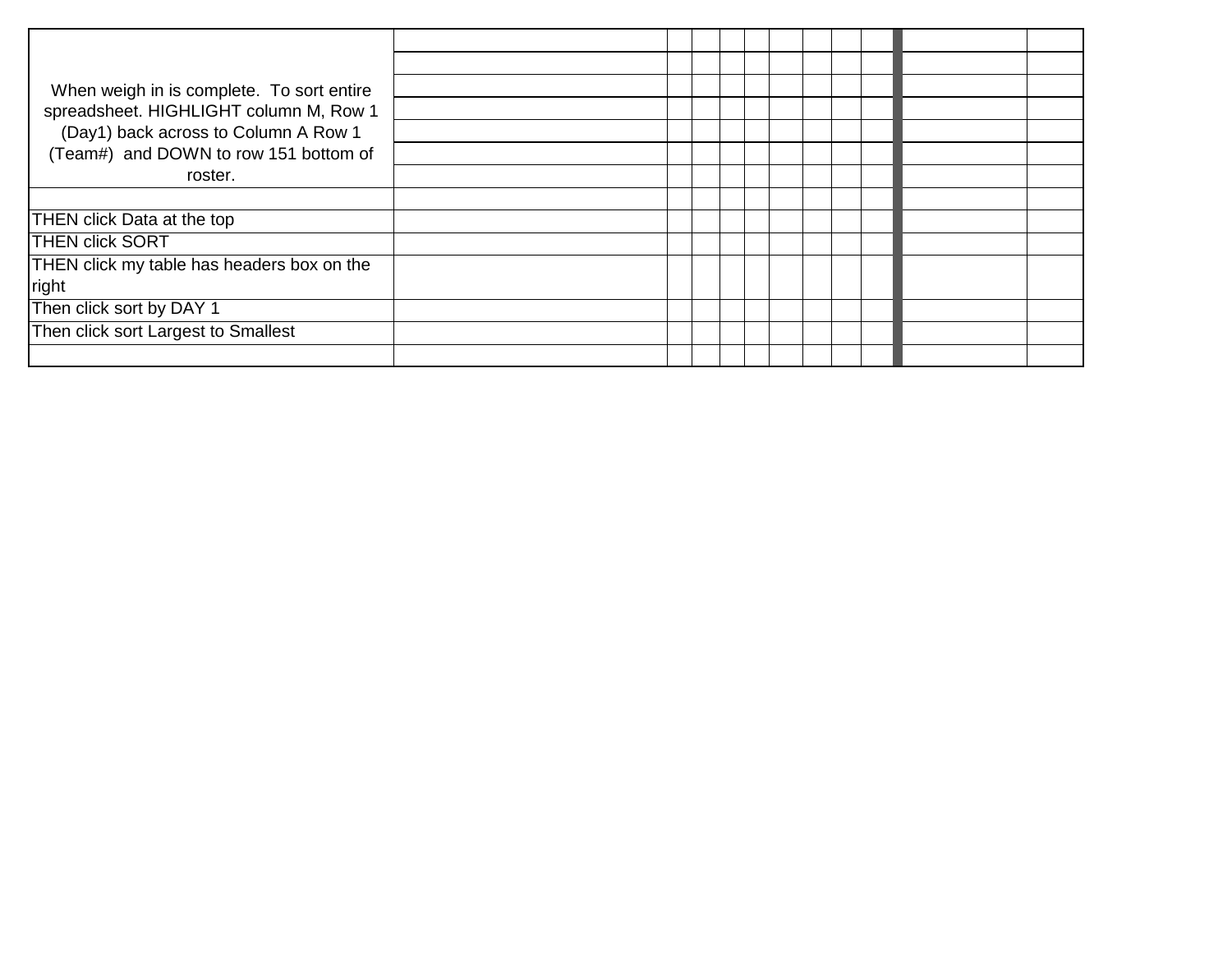| | | | | | | | | | | | | |
|---|---|---|---|---|---|---|---|---|---|---|---|---|
| When weigh in is complete. To sort entire spreadsheet. HIGHLIGHT column M, Row 1 (Day1) back across to Column A Row 1 (Team#) and DOWN to row 151 bottom of roster. | | | | | | | | | | | | |
| | | | | | | | | | | | | |
| THEN click Data at the top | | | | | | | | | | | | |
| THEN click SORT | | | | | | | | | | | | |
| THEN click my table has headers box on the right | | | | | | | | | | | | |
| Then click sort by DAY 1 | | | | | | | | | | | | |
| Then click sort Largest to Smallest | | | | | | | | | | | | |
| | | | | | | | | | | | | |